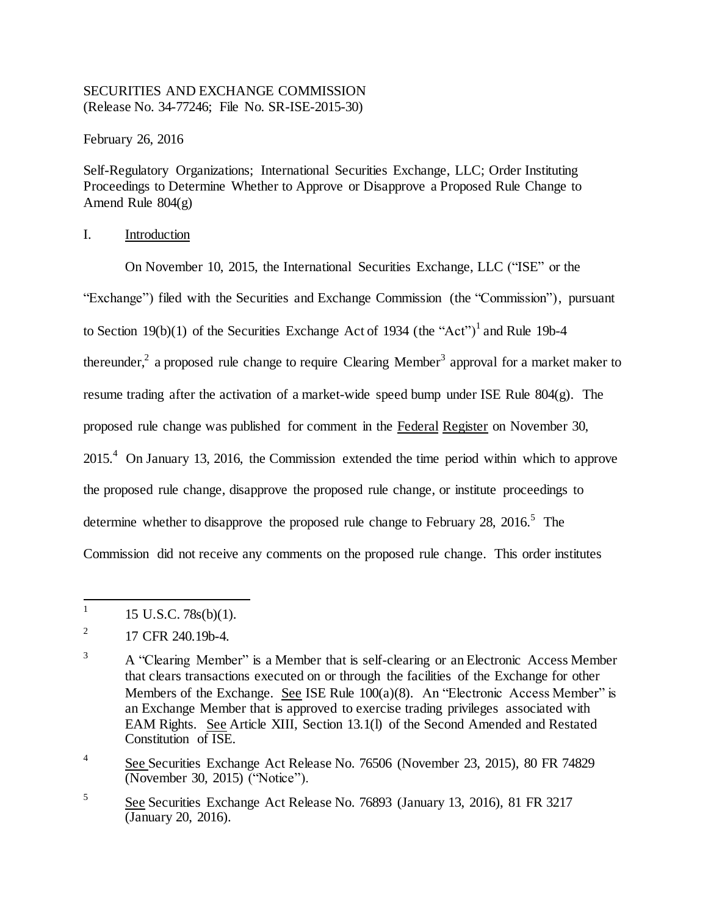SECURITIES AND EXCHANGE COMMISSION
(Release No. 34-77246; File No. SR-ISE-2015-30)

February 26, 2016

Self-Regulatory Organizations; International Securities Exchange, LLC; Order Instituting Proceedings to Determine Whether to Approve or Disapprove a Proposed Rule Change to Amend Rule 804(g)

## I. Introduction

On November 10, 2015, the International Securities Exchange, LLC ("ISE" or the "Exchange") filed with the Securities and Exchange Commission (the "Commission"), pursuant to Section 19(b)(1) of the Securities Exchange Act of 1934 (the "Act")[1] and Rule 19b-4 thereunder,[2] a proposed rule change to require Clearing Member[3] approval for a market maker to resume trading after the activation of a market-wide speed bump under ISE Rule 804(g). The proposed rule change was published for comment in the Federal Register on November 30, 2015.[4] On January 13, 2016, the Commission extended the time period within which to approve the proposed rule change, disapprove the proposed rule change, or institute proceedings to determine whether to disapprove the proposed rule change to February 28, 2016.[5] The Commission did not receive any comments on the proposed rule change. This order institutes

---

[1] 15 U.S.C. 78s(b)(1).

[2] 17 CFR 240.19b-4.

[3] A "Clearing Member" is a Member that is self-clearing or an Electronic Access Member that clears transactions executed on or through the facilities of the Exchange for other Members of the Exchange. See ISE Rule 100(a)(8). An "Electronic Access Member" is an Exchange Member that is approved to exercise trading privileges associated with EAM Rights. See Article XIII, Section 13.1(l) of the Second Amended and Restated Constitution of ISE.

[4] See Securities Exchange Act Release No. 76506 (November 23, 2015), 80 FR 74829 (November 30, 2015) ("Notice").

[5] See Securities Exchange Act Release No. 76893 (January 13, 2016), 81 FR 3217 (January 20, 2016).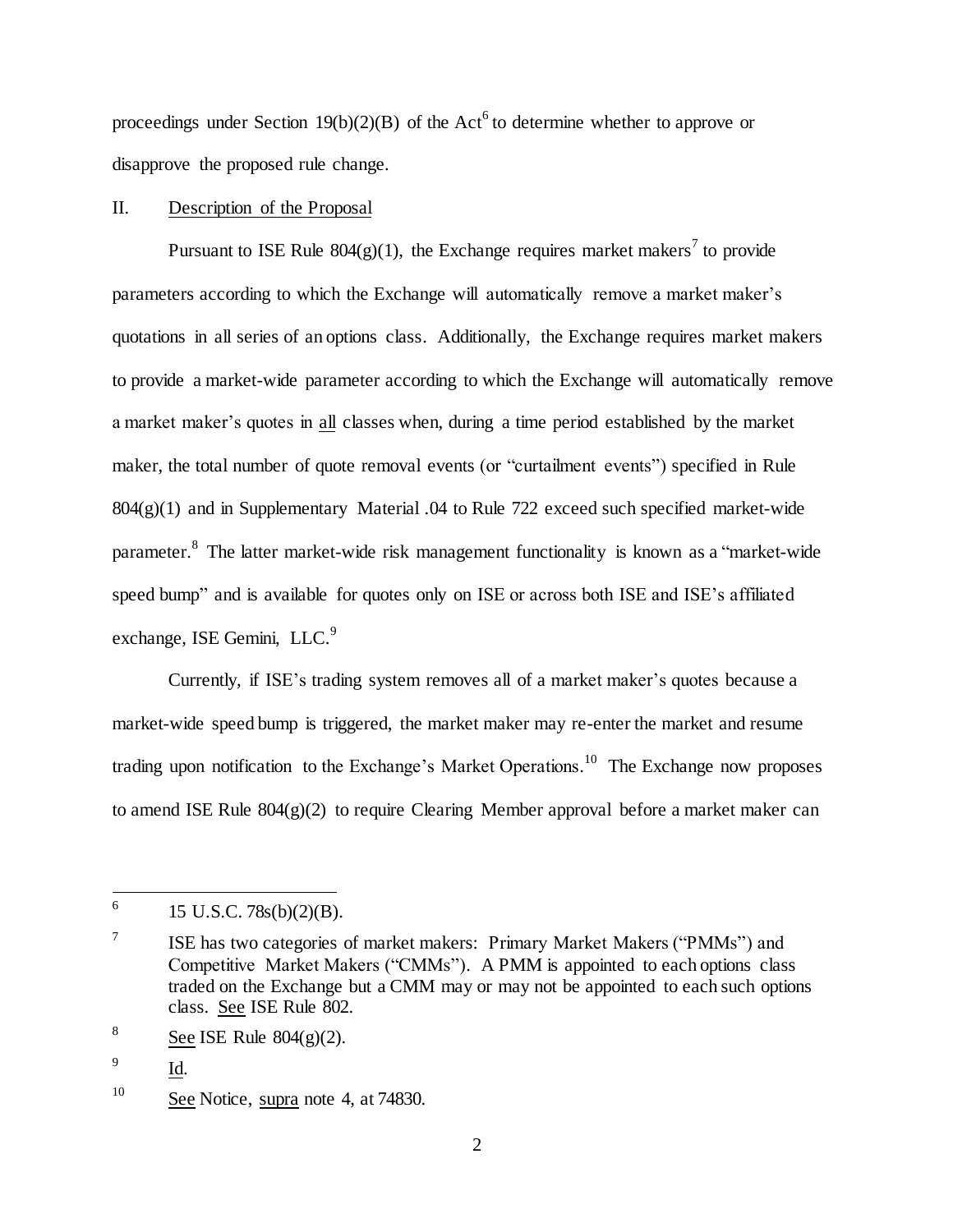proceedings under Section 19(b)(2)(B) of the Act[6] to determine whether to approve or disapprove the proposed rule change.

## II. Description of the Proposal

Pursuant to ISE Rule 804(g)(1), the Exchange requires market makers[7] to provide parameters according to which the Exchange will automatically remove a market maker's quotations in all series of an options class. Additionally, the Exchange requires market makers to provide a market-wide parameter according to which the Exchange will automatically remove a market maker's quotes in all classes when, during a time period established by the market maker, the total number of quote removal events (or "curtailment events") specified in Rule 804(g)(1) and in Supplementary Material .04 to Rule 722 exceed such specified market-wide parameter.[8] The latter market-wide risk management functionality is known as a "market-wide speed bump" and is available for quotes only on ISE or across both ISE and ISE's affiliated exchange, ISE Gemini, LLC.[9]

Currently, if ISE's trading system removes all of a market maker's quotes because a market-wide speed bump is triggered, the market maker may re-enter the market and resume trading upon notification to the Exchange's Market Operations.[10] The Exchange now proposes to amend ISE Rule 804(g)(2) to require Clearing Member approval before a market maker can

---

[6] 15 U.S.C. 78s(b)(2)(B).

[7] ISE has two categories of market makers: Primary Market Makers ("PMMs") and Competitive Market Makers ("CMMs"). A PMM is appointed to each options class traded on the Exchange but a CMM may or may not be appointed to each such options class. See ISE Rule 802.

[8] See ISE Rule 804(g)(2).

[9] Id.

[10] See Notice, supra note 4, at 74830.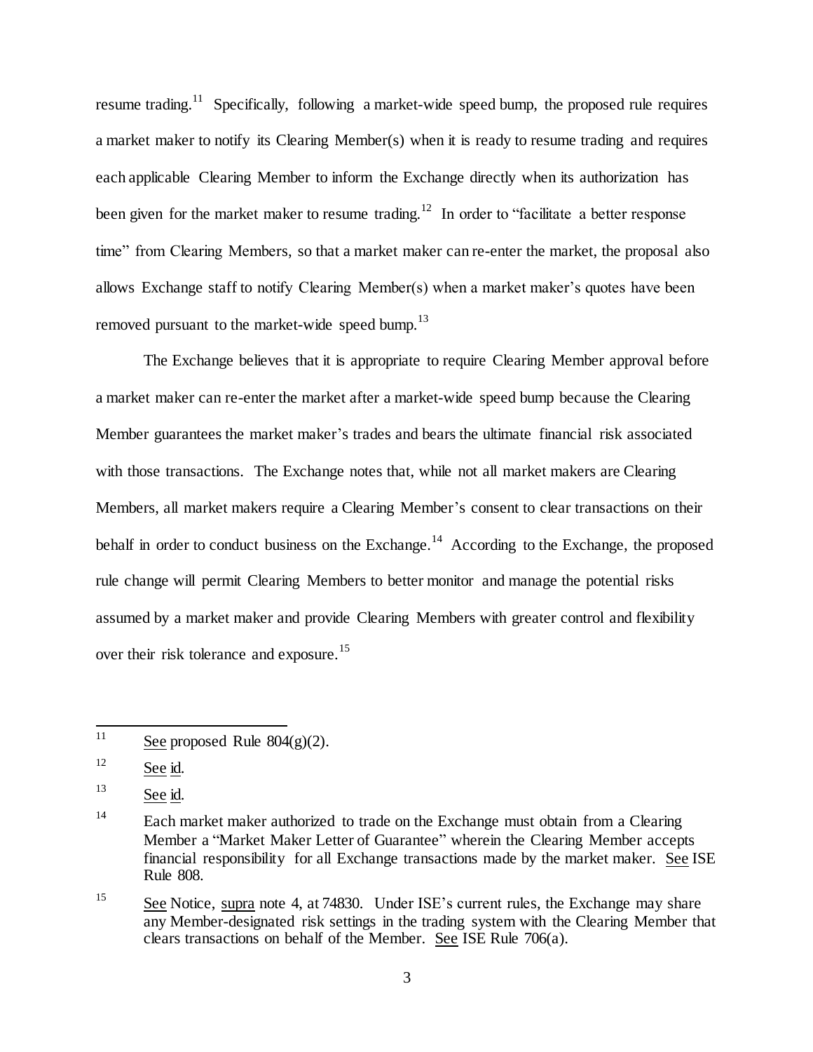resume trading.[11] Specifically, following a market-wide speed bump, the proposed rule requires a market maker to notify its Clearing Member(s) when it is ready to resume trading and requires each applicable Clearing Member to inform the Exchange directly when its authorization has been given for the market maker to resume trading.[12] In order to "facilitate a better response time" from Clearing Members, so that a market maker can re-enter the market, the proposal also allows Exchange staff to notify Clearing Member(s) when a market maker's quotes have been removed pursuant to the market-wide speed bump.[13]

The Exchange believes that it is appropriate to require Clearing Member approval before a market maker can re-enter the market after a market-wide speed bump because the Clearing Member guarantees the market maker's trades and bears the ultimate financial risk associated with those transactions. The Exchange notes that, while not all market makers are Clearing Members, all market makers require a Clearing Member's consent to clear transactions on their behalf in order to conduct business on the Exchange.[14] According to the Exchange, the proposed rule change will permit Clearing Members to better monitor and manage the potential risks assumed by a market maker and provide Clearing Members with greater control and flexibility over their risk tolerance and exposure.[15]

---

[11] See proposed Rule 804(g)(2).

[12] See id.

[13] See id.

[14] Each market maker authorized to trade on the Exchange must obtain from a Clearing Member a "Market Maker Letter of Guarantee" wherein the Clearing Member accepts financial responsibility for all Exchange transactions made by the market maker. See ISE Rule 808.

[15] See Notice, supra note 4, at 74830. Under ISE's current rules, the Exchange may share any Member-designated risk settings in the trading system with the Clearing Member that clears transactions on behalf of the Member. See ISE Rule 706(a).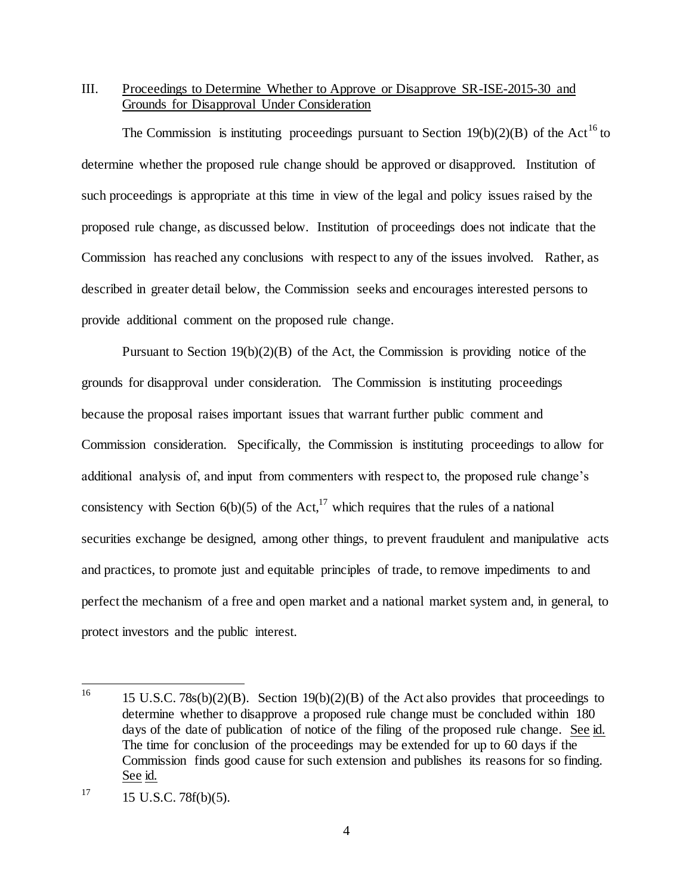## III. Proceedings to Determine Whether to Approve or Disapprove SR-ISE-2015-30 and Grounds for Disapproval Under Consideration

The Commission is instituting proceedings pursuant to Section 19(b)(2)(B) of the Act[16] to determine whether the proposed rule change should be approved or disapproved. Institution of such proceedings is appropriate at this time in view of the legal and policy issues raised by the proposed rule change, as discussed below. Institution of proceedings does not indicate that the Commission has reached any conclusions with respect to any of the issues involved. Rather, as described in greater detail below, the Commission seeks and encourages interested persons to provide additional comment on the proposed rule change.

Pursuant to Section 19(b)(2)(B) of the Act, the Commission is providing notice of the grounds for disapproval under consideration. The Commission is instituting proceedings because the proposal raises important issues that warrant further public comment and Commission consideration. Specifically, the Commission is instituting proceedings to allow for additional analysis of, and input from commenters with respect to, the proposed rule change's consistency with Section 6(b)(5) of the Act,[17] which requires that the rules of a national securities exchange be designed, among other things, to prevent fraudulent and manipulative acts and practices, to promote just and equitable principles of trade, to remove impediments to and perfect the mechanism of a free and open market and a national market system and, in general, to protect investors and the public interest.

---

[16] 15 U.S.C. 78s(b)(2)(B). Section 19(b)(2)(B) of the Act also provides that proceedings to determine whether to disapprove a proposed rule change must be concluded within 180 days of the date of publication of notice of the filing of the proposed rule change. See id. The time for conclusion of the proceedings may be extended for up to 60 days if the Commission finds good cause for such extension and publishes its reasons for so finding. See id.

[17] 15 U.S.C. 78f(b)(5).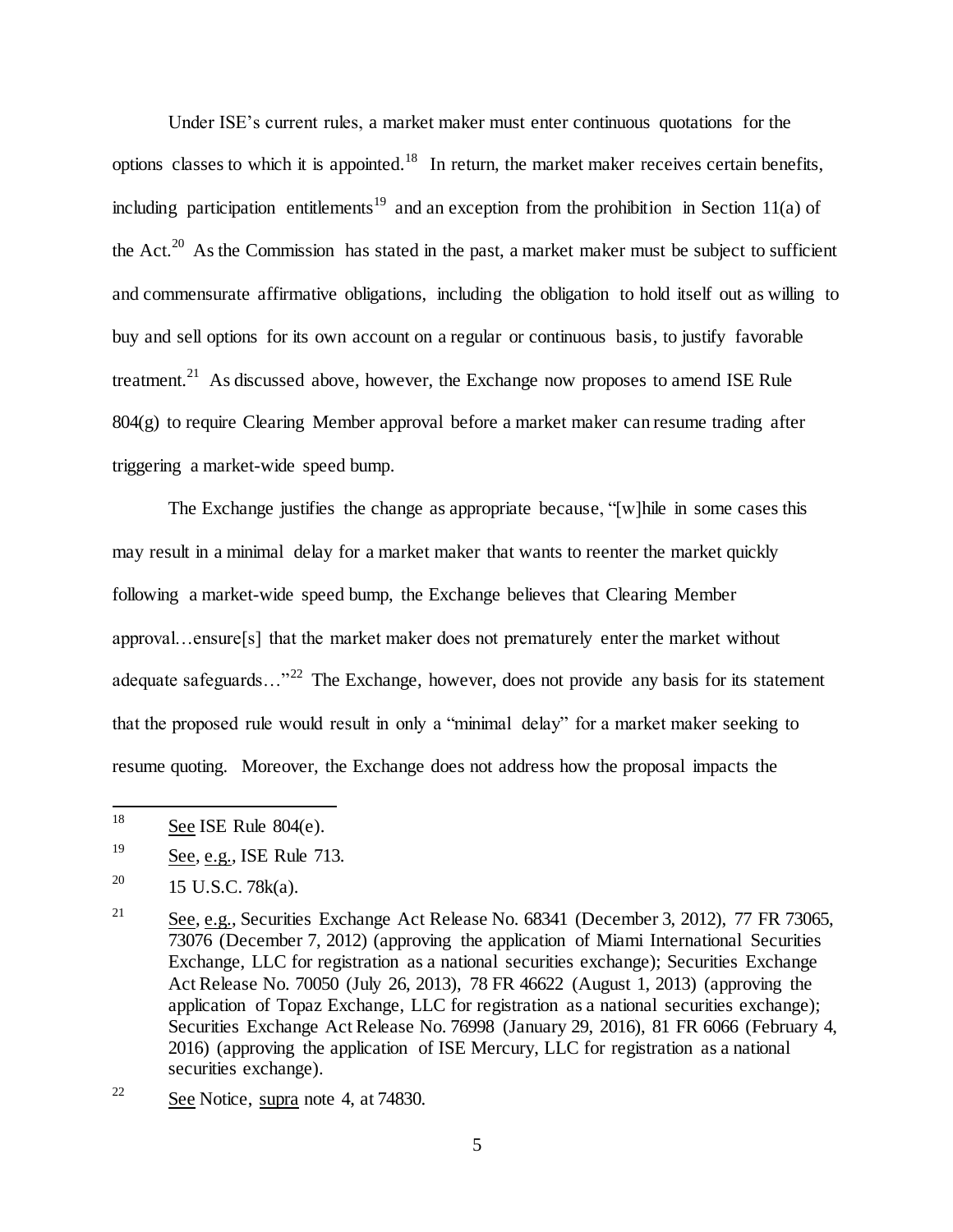Under ISE's current rules, a market maker must enter continuous quotations for the options classes to which it is appointed.[18] In return, the market maker receives certain benefits, including participation entitlements[19] and an exception from the prohibition in Section 11(a) of the Act.[20] As the Commission has stated in the past, a market maker must be subject to sufficient and commensurate affirmative obligations, including the obligation to hold itself out as willing to buy and sell options for its own account on a regular or continuous basis, to justify favorable treatment.[21] As discussed above, however, the Exchange now proposes to amend ISE Rule 804(g) to require Clearing Member approval before a market maker can resume trading after triggering a market-wide speed bump.

The Exchange justifies the change as appropriate because, "[w]hile in some cases this may result in a minimal delay for a market maker that wants to reenter the market quickly following a market-wide speed bump, the Exchange believes that Clearing Member approval…ensure[s] that the market maker does not prematurely enter the market without adequate safeguards…"[22] The Exchange, however, does not provide any basis for its statement that the proposed rule would result in only a "minimal delay" for a market maker seeking to resume quoting. Moreover, the Exchange does not address how the proposal impacts the

---

[18] See ISE Rule 804(e).

[19] See, e.g., ISE Rule 713.

[20] 15 U.S.C. 78k(a).

[21] See, e.g., Securities Exchange Act Release No. 68341 (December 3, 2012), 77 FR 73065, 73076 (December 7, 2012) (approving the application of Miami International Securities Exchange, LLC for registration as a national securities exchange); Securities Exchange Act Release No. 70050 (July 26, 2013), 78 FR 46622 (August 1, 2013) (approving the application of Topaz Exchange, LLC for registration as a national securities exchange); Securities Exchange Act Release No. 76998 (January 29, 2016), 81 FR 6066 (February 4, 2016) (approving the application of ISE Mercury, LLC for registration as a national securities exchange).

[22] See Notice, supra note 4, at 74830.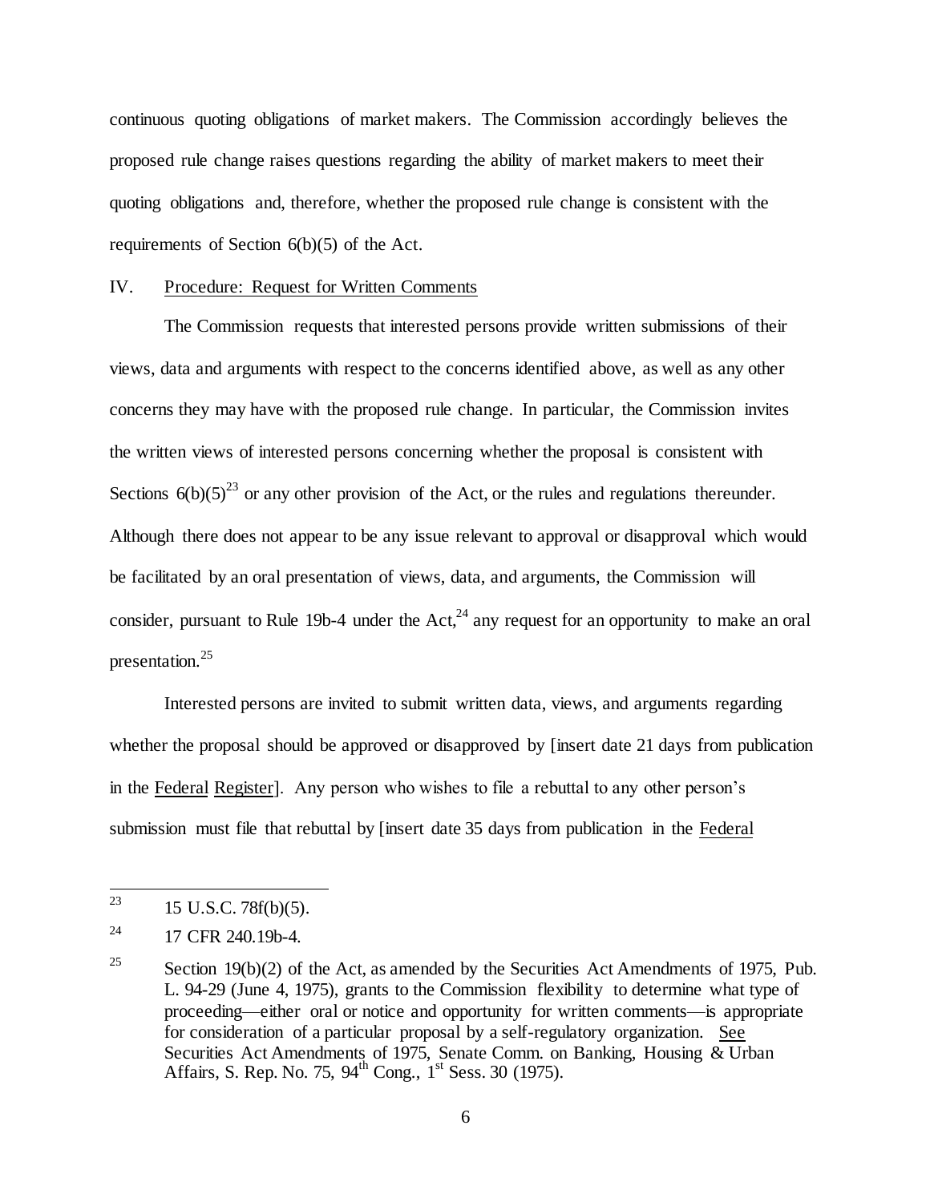continuous quoting obligations of market makers. The Commission accordingly believes the proposed rule change raises questions regarding the ability of market makers to meet their quoting obligations and, therefore, whether the proposed rule change is consistent with the requirements of Section 6(b)(5) of the Act.

## IV. Procedure: Request for Written Comments

The Commission requests that interested persons provide written submissions of their views, data and arguments with respect to the concerns identified above, as well as any other concerns they may have with the proposed rule change. In particular, the Commission invites the written views of interested persons concerning whether the proposal is consistent with Sections 6(b)(5)[23] or any other provision of the Act, or the rules and regulations thereunder. Although there does not appear to be any issue relevant to approval or disapproval which would be facilitated by an oral presentation of views, data, and arguments, the Commission will consider, pursuant to Rule 19b-4 under the Act,[24] any request for an opportunity to make an oral presentation.[25]

Interested persons are invited to submit written data, views, and arguments regarding whether the proposal should be approved or disapproved by [insert date 21 days from publication in the Federal Register]. Any person who wishes to file a rebuttal to any other person's submission must file that rebuttal by [insert date 35 days from publication in the Federal

---

[23] 15 U.S.C. 78f(b)(5).

[24] 17 CFR 240.19b-4.

[25] Section 19(b)(2) of the Act, as amended by the Securities Act Amendments of 1975, Pub. L. 94-29 (June 4, 1975), grants to the Commission flexibility to determine what type of proceeding—either oral or notice and opportunity for written comments—is appropriate for consideration of a particular proposal by a self-regulatory organization. See Securities Act Amendments of 1975, Senate Comm. on Banking, Housing & Urban Affairs, S. Rep. No. 75, 94th Cong., 1st Sess. 30 (1975).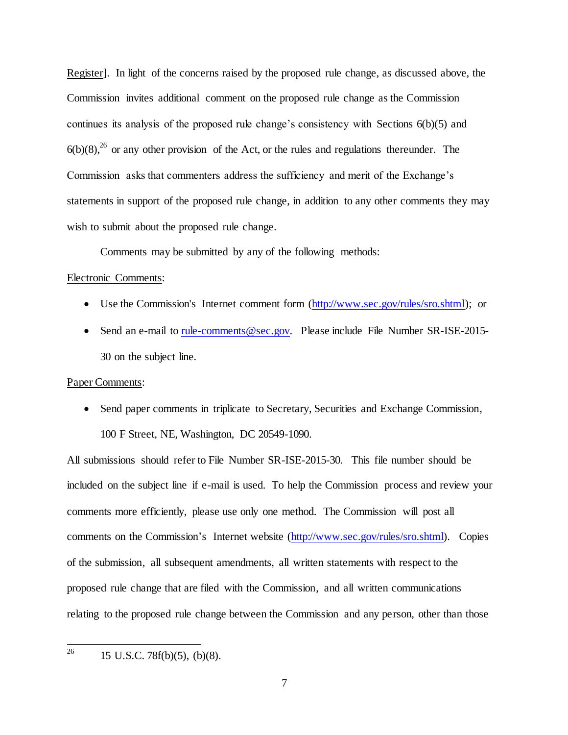Register]. In light of the concerns raised by the proposed rule change, as discussed above, the Commission invites additional comment on the proposed rule change as the Commission continues its analysis of the proposed rule change's consistency with Sections 6(b)(5) and 6(b)(8),[26] or any other provision of the Act, or the rules and regulations thereunder. The Commission asks that commenters address the sufficiency and merit of the Exchange's statements in support of the proposed rule change, in addition to any other comments they may wish to submit about the proposed rule change.

Comments may be submitted by any of the following methods:

Electronic Comments:

- Use the Commission's Internet comment form (http://www.sec.gov/rules/sro.shtml); or
- Send an e-mail to rule-comments@sec.gov. Please include File Number SR-ISE-2015-30 on the subject line.

Paper Comments:

- Send paper comments in triplicate to Secretary, Securities and Exchange Commission, 100 F Street, NE, Washington, DC 20549-1090.

All submissions should refer to File Number SR-ISE-2015-30. This file number should be included on the subject line if e-mail is used. To help the Commission process and review your comments more efficiently, please use only one method. The Commission will post all comments on the Commission's Internet website (http://www.sec.gov/rules/sro.shtml). Copies of the submission, all subsequent amendments, all written statements with respect to the proposed rule change that are filed with the Commission, and all written communications relating to the proposed rule change between the Commission and any person, other than those

---

[26] 15 U.S.C. 78f(b)(5), (b)(8).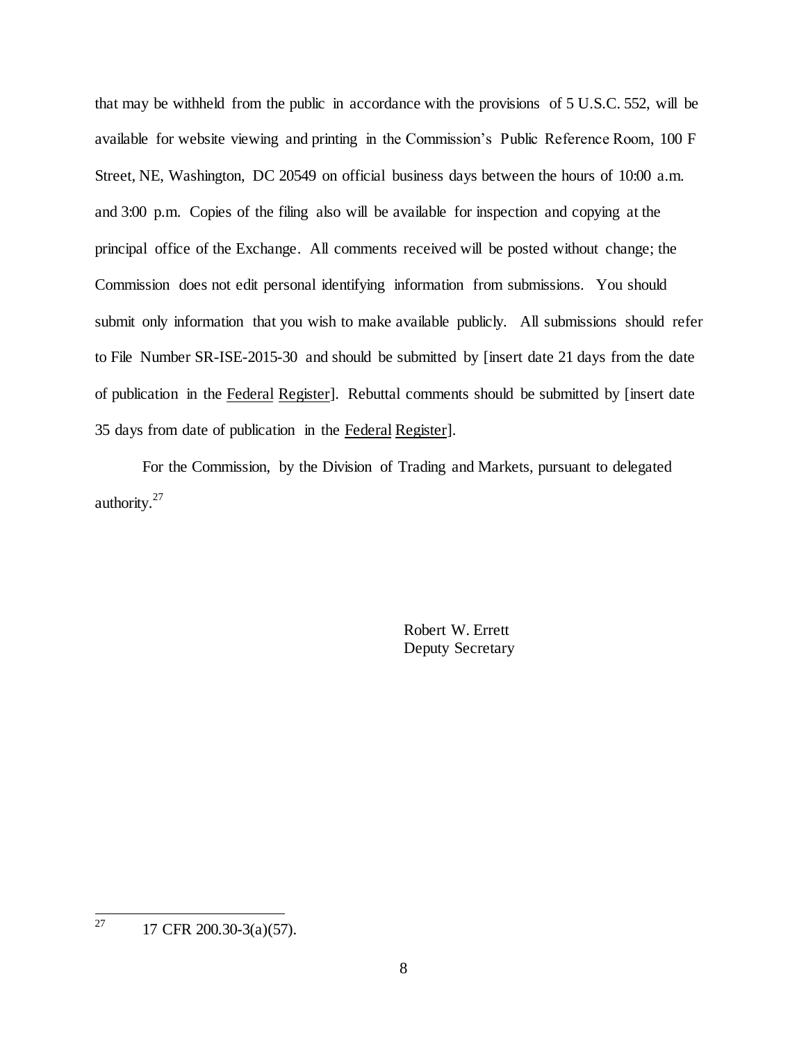that may be withheld from the public in accordance with the provisions of 5 U.S.C. 552, will be available for website viewing and printing in the Commission's Public Reference Room, 100 F Street, NE, Washington, DC 20549 on official business days between the hours of 10:00 a.m. and 3:00 p.m. Copies of the filing also will be available for inspection and copying at the principal office of the Exchange. All comments received will be posted without change; the Commission does not edit personal identifying information from submissions. You should submit only information that you wish to make available publicly. All submissions should refer to File Number SR-ISE-2015-30 and should be submitted by [insert date 21 days from the date of publication in the Federal Register]. Rebuttal comments should be submitted by [insert date 35 days from date of publication in the Federal Register].

For the Commission, by the Division of Trading and Markets, pursuant to delegated authority.[27]

Robert W. Errett
Deputy Secretary

---

[27] 17 CFR 200.30-3(a)(57).